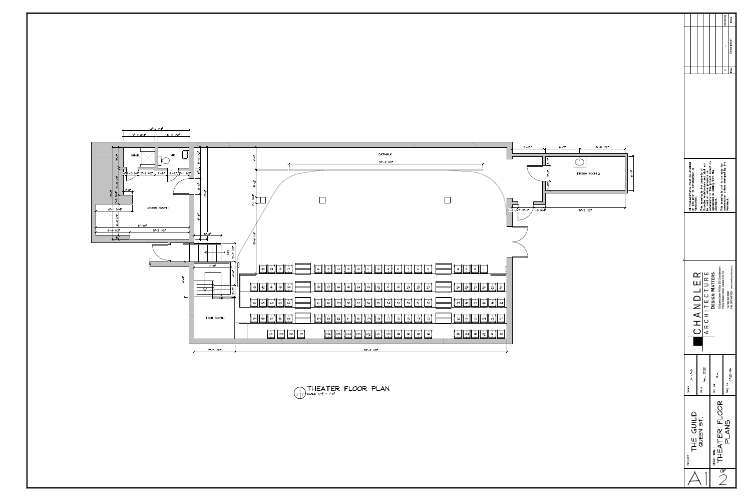# THEATER FLOOR PLAN

SCALE 1/4" = 1'-0"

CATWALK

DRESS ROOM 1

DRESS ROOM 2

TECH BOOTH

SHWR.

WR.

DN

All measurements must be checked on site prior to construction or fabrication.

This drawing is the property of Chandler Architecture and shall not be used on other projects or extensions to this project except by agreement in writing from the Architect.

This drawing is not to be used for construction unless stamped by the Architect.

| Rev | Description | Date |
|---|---|---|
| 0 | - | 00/00/00 |

CHANDLER ARCHITECTURE

DESIGN MATTERS

| Scale | 1/4"=1'-0" |
|---|---|
| Date | Feb., 2022 |
| Dr. By | XH |
| Dwg No. | CA22-095 |

Project: THE GUILD QUEEN ST.

Sheet Title: THEATER FLOOR PLANS

A1 OF 2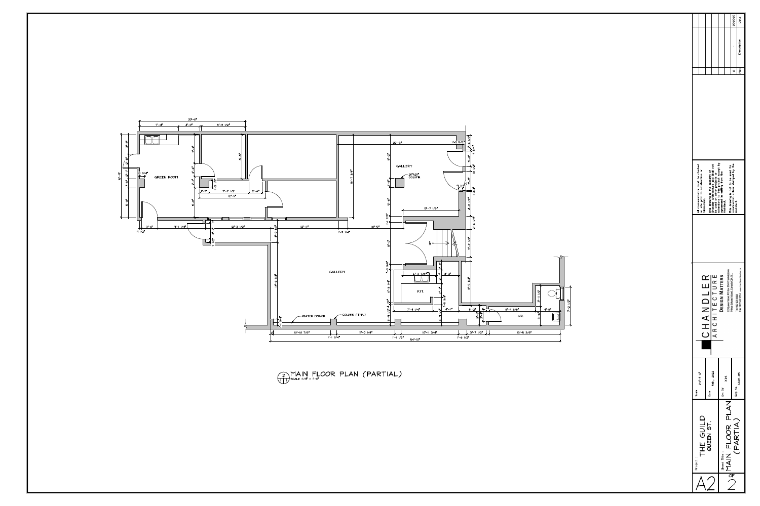## MAIN FLOOR PLAN (PARTIAL)

SCALE 1/4" = 1'-0"

GREEN ROOM

GALLERY

GALLERY

20"x20" COLUMN

KIT.

WR.

UP

HEATER BOARD

COLUMN (TYP.)

All measurements must be checked on site prior to construction or fabrication.

This drawing is the property of Chandler Architecture and shall not be used for other projects or extensions to this project except by agreement in writing from the Architect.

This drawing is not to be used for construction unless stamped by the Architect.

**CHANDLER ARCHITECTURE**

**DESIGN MATTERS**

| Rev | Description | Date |
|---|---|---|
| 0 | - | 00/00/00 |

Project: THE GUILD QUEEN ST.

Sheet Title: MAIN FLOOR PLAN (PARTIA)

Scale: 1/4"=1'-0"

Date: Feb., 2022

Dwn. By: XH

Dwg No.: CA22-016

A2 OF 2